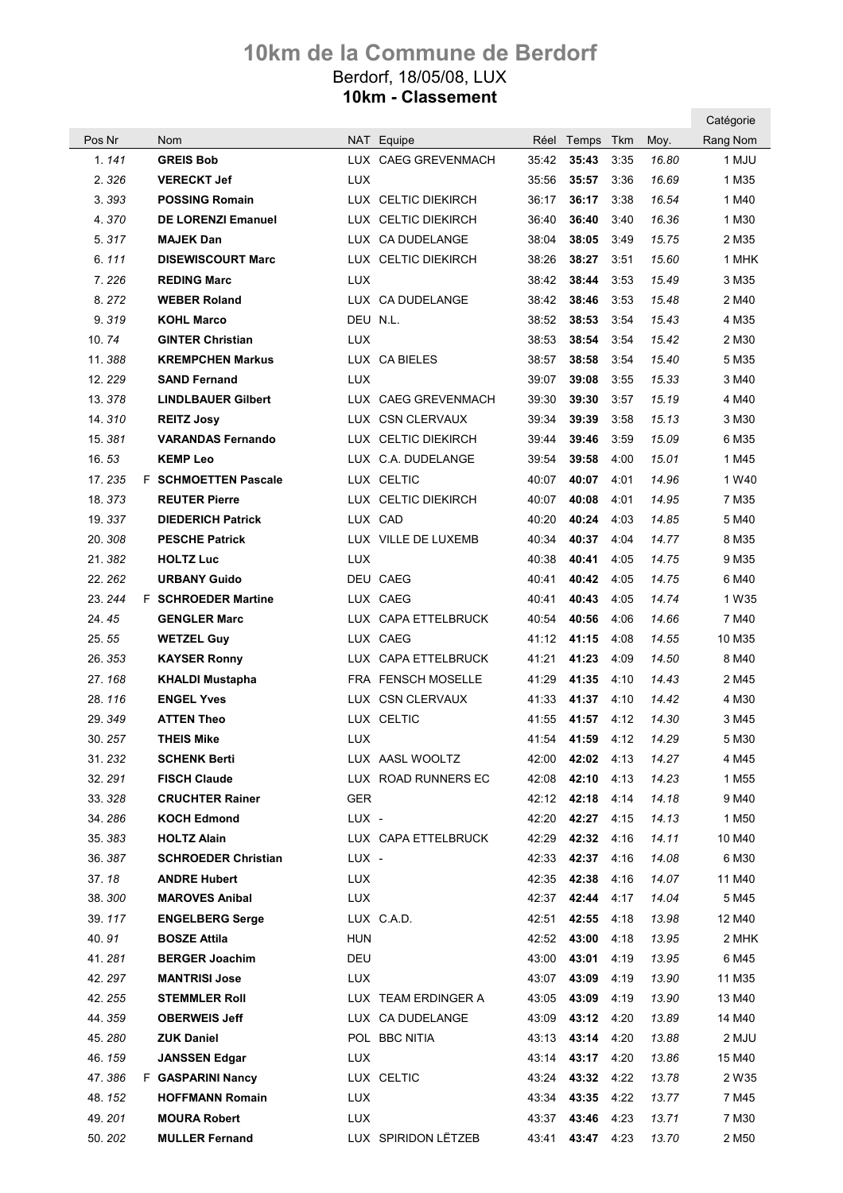# 10km de la Commune de Berdorf

Berdorf, 18/05/08, LUX

**10km - Classement**

| Pos | Nr | | Nom | NAT | Equipe | Réel | Temps | Tkm | Moy. | Catégorie Rang Nom |
|---|---|---|---|---|---|---|---|---|---|---|
| 1. | 141 | | **GREIS Bob** | LUX | CAEG GREVENMACH | 35:42 | **35:43** | 3:35 | 16.80 | 1 MJU |
| 2. | 326 | | **VERECKT Jef** | LUX | | 35:56 | **35:57** | 3:36 | 16.69 | 1 M35 |
| 3. | 393 | | **POSSING Romain** | LUX | CELTIC DIEKIRCH | 36:17 | **36:17** | 3:38 | 16.54 | 1 M40 |
| 4. | 370 | | **DE LORENZI Emanuel** | LUX | CELTIC DIEKIRCH | 36:40 | **36:40** | 3:40 | 16.36 | 1 M30 |
| 5. | 317 | | **MAJEK Dan** | LUX | CA DUDELANGE | 38:04 | **38:05** | 3:49 | 15.75 | 2 M35 |
| 6. | 111 | | **DISEWISCOURT Marc** | LUX | CELTIC DIEKIRCH | 38:26 | **38:27** | 3:51 | 15.60 | 1 MHK |
| 7. | 226 | | **REDING Marc** | LUX | | 38:42 | **38:44** | 3:53 | 15.49 | 3 M35 |
| 8. | 272 | | **WEBER Roland** | LUX | CA DUDELANGE | 38:42 | **38:46** | 3:53 | 15.48 | 2 M40 |
| 9. | 319 | | **KOHL Marco** | DEU | N.L. | 38:52 | **38:53** | 3:54 | 15.43 | 4 M35 |
| 10. | 74 | | **GINTER Christian** | LUX | | 38:53 | **38:54** | 3:54 | 15.42 | 2 M30 |
| 11. | 388 | | **KREMPCHEN Markus** | LUX | CA BIELES | 38:57 | **38:58** | 3:54 | 15.40 | 5 M35 |
| 12. | 229 | | **SAND Fernand** | LUX | | 39:07 | **39:08** | 3:55 | 15.33 | 3 M40 |
| 13. | 378 | | **LINDLBAUER Gilbert** | LUX | CAEG GREVENMACH | 39:30 | **39:30** | 3:57 | 15.19 | 4 M40 |
| 14. | 310 | | **REITZ Josy** | LUX | CSN CLERVAUX | 39:34 | **39:39** | 3:58 | 15.13 | 3 M30 |
| 15. | 381 | | **VARANDAS Fernando** | LUX | CELTIC DIEKIRCH | 39:44 | **39:46** | 3:59 | 15.09 | 6 M35 |
| 16. | 53 | | **KEMP Leo** | LUX | C.A. DUDELANGE | 39:54 | **39:58** | 4:00 | 15.01 | 1 M45 |
| 17. | 235 | F | **SCHMOETTEN Pascale** | LUX | CELTIC | 40:07 | **40:07** | 4:01 | 14.96 | 1 W40 |
| 18. | 373 | | **REUTER Pierre** | LUX | CELTIC DIEKIRCH | 40:07 | **40:08** | 4:01 | 14.95 | 7 M35 |
| 19. | 337 | | **DIEDERICH Patrick** | LUX | CAD | 40:20 | **40:24** | 4:03 | 14.85 | 5 M40 |
| 20. | 308 | | **PESCHE Patrick** | LUX | VILLE DE LUXEMB | 40:34 | **40:37** | 4:04 | 14.77 | 8 M35 |
| 21. | 382 | | **HOLTZ Luc** | LUX | | 40:38 | **40:41** | 4:05 | 14.75 | 9 M35 |
| 22. | 262 | | **URBANY Guido** | DEU | CAEG | 40:41 | **40:42** | 4:05 | 14.75 | 6 M40 |
| 23. | 244 | F | **SCHROEDER Martine** | LUX | CAEG | 40:41 | **40:43** | 4:05 | 14.74 | 1 W35 |
| 24. | 45 | | **GENGLER Marc** | LUX | CAPA ETTELBRUCK | 40:54 | **40:56** | 4:06 | 14.66 | 7 M40 |
| 25. | 55 | | **WETZEL Guy** | LUX | CAEG | 41:12 | **41:15** | 4:08 | 14.55 | 10 M35 |
| 26. | 353 | | **KAYSER Ronny** | LUX | CAPA ETTELBRUCK | 41:21 | **41:23** | 4:09 | 14.50 | 8 M40 |
| 27. | 168 | | **KHALDI Mustapha** | FRA | FENSCH MOSELLE | 41:29 | **41:35** | 4:10 | 14.43 | 2 M45 |
| 28. | 116 | | **ENGEL Yves** | LUX | CSN CLERVAUX | 41:33 | **41:37** | 4:10 | 14.42 | 4 M30 |
| 29. | 349 | | **ATTEN Theo** | LUX | CELTIC | 41:55 | **41:57** | 4:12 | 14.30 | 3 M45 |
| 30. | 257 | | **THEIS Mike** | LUX | | 41:54 | **41:59** | 4:12 | 14.29 | 5 M30 |
| 31. | 232 | | **SCHENK Berti** | LUX | AASL WOOLTZ | 42:00 | **42:02** | 4:13 | 14.27 | 4 M45 |
| 32. | 291 | | **FISCH Claude** | LUX | ROAD RUNNERS EC | 42:08 | **42:10** | 4:13 | 14.23 | 1 M55 |
| 33. | 328 | | **CRUCHTER Rainer** | GER | | 42:12 | **42:18** | 4:14 | 14.18 | 9 M40 |
| 34. | 286 | | **KOCH Edmond** | LUX | - | 42:20 | **42:27** | 4:15 | 14.13 | 1 M50 |
| 35. | 383 | | **HOLTZ Alain** | LUX | CAPA ETTELBRUCK | 42:29 | **42:32** | 4:16 | 14.11 | 10 M40 |
| 36. | 387 | | **SCHROEDER Christian** | LUX | - | 42:33 | **42:37** | 4:16 | 14.08 | 6 M30 |
| 37. | 18 | | **ANDRE Hubert** | LUX | | 42:35 | **42:38** | 4:16 | 14.07 | 11 M40 |
| 38. | 300 | | **MAROVES Anibal** | LUX | | 42:37 | **42:44** | 4:17 | 14.04 | 5 M45 |
| 39. | 117 | | **ENGELBERG Serge** | LUX | C.A.D. | 42:51 | **42:55** | 4:18 | 13.98 | 12 M40 |
| 40. | 91 | | **BOSZE Attila** | HUN | | 42:52 | **43:00** | 4:18 | 13.95 | 2 MHK |
| 41. | 281 | | **BERGER Joachim** | DEU | | 43:00 | **43:01** | 4:19 | 13.95 | 6 M45 |
| 42. | 297 | | **MANTRISI Jose** | LUX | | 43:07 | **43:09** | 4:19 | 13.90 | 11 M35 |
| 42. | 255 | | **STEMMLER Roll** | LUX | TEAM ERDINGER A | 43:05 | **43:09** | 4:19 | 13.90 | 13 M40 |
| 44. | 359 | | **OBERWEIS Jeff** | LUX | CA DUDELANGE | 43:09 | **43:12** | 4:20 | 13.89 | 14 M40 |
| 45. | 280 | | **ZUK Daniel** | POL | BBC NITIA | 43:13 | **43:14** | 4:20 | 13.88 | 2 MJU |
| 46. | 159 | | **JANSSEN Edgar** | LUX | | 43:14 | **43:17** | 4:20 | 13.86 | 15 M40 |
| 47. | 386 | F | **GASPARINI Nancy** | LUX | CELTIC | 43:24 | **43:32** | 4:22 | 13.78 | 2 W35 |
| 48. | 152 | | **HOFFMANN Romain** | LUX | | 43:34 | **43:35** | 4:22 | 13.77 | 7 M45 |
| 49. | 201 | | **MOURA Robert** | LUX | | 43:37 | **43:46** | 4:23 | 13.71 | 7 M30 |
| 50. | 202 | | **MULLER Fernand** | LUX | SPIRIDON LËTZEB | 43:41 | **43:47** | 4:23 | 13.70 | 2 M50 |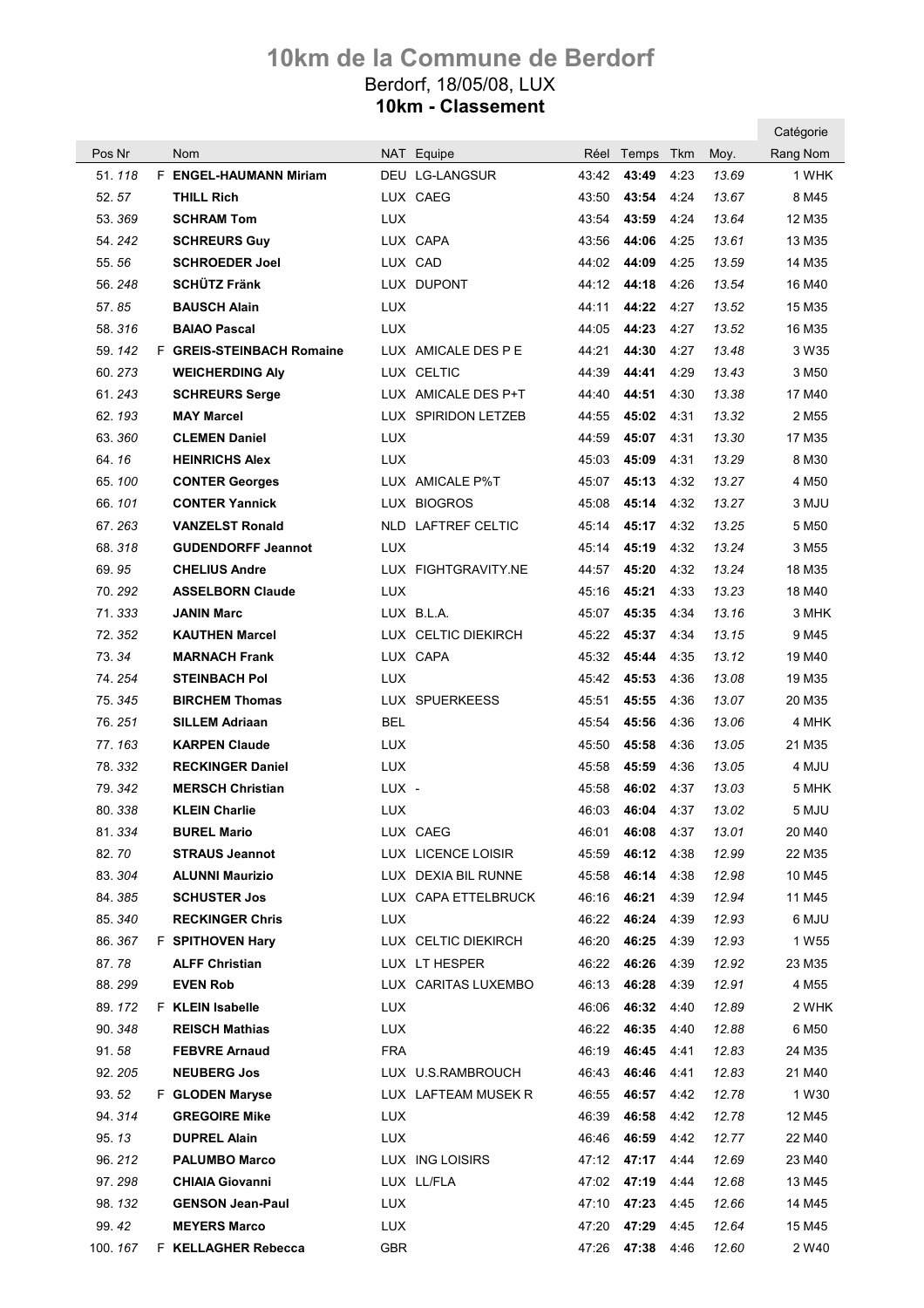# 10km de la Commune de Berdorf

Berdorf, 18/05/08, LUX

**10km - Classement**

| Pos | Nr | | Nom | NAT | Equipe | Réel | Temps | Tkm | Moy. | Catégorie Rang Nom |
|---|---|---|---|---|---|---|---|---|---|---|
| 51. | *118* | F | **ENGEL-HAUMANN Miriam** | DEU | LG-LANGSUR | 43:42 | **43:49** | 4:23 | *13.69* | 1 WHK |
| 52. | *57* | | **THILL Rich** | LUX | CAEG | 43:50 | **43:54** | 4:24 | *13.67* | 8 M45 |
| 53. | *369* | | **SCHRAM Tom** | LUX | | 43:54 | **43:59** | 4:24 | *13.64* | 12 M35 |
| 54. | *242* | | **SCHREURS Guy** | LUX | CAPA | 43:56 | **44:06** | 4:25 | *13.61* | 13 M35 |
| 55. | *56* | | **SCHROEDER Joel** | LUX | CAD | 44:02 | **44:09** | 4:25 | *13.59* | 14 M35 |
| 56. | *248* | | **SCHÜTZ Fränk** | LUX | DUPONT | 44:12 | **44:18** | 4:26 | *13.54* | 16 M40 |
| 57. | *85* | | **BAUSCH Alain** | LUX | | 44:11 | **44:22** | 4:27 | *13.52* | 15 M35 |
| 58. | *316* | | **BAIAO Pascal** | LUX | | 44:05 | **44:23** | 4:27 | *13.52* | 16 M35 |
| 59. | *142* | F | **GREIS-STEINBACH Romaine** | LUX | AMICALE DES P E | 44:21 | **44:30** | 4:27 | *13.48* | 3 W35 |
| 60. | *273* | | **WEICHERDING Aly** | LUX | CELTIC | 44:39 | **44:41** | 4:29 | *13.43* | 3 M50 |
| 61. | *243* | | **SCHREURS Serge** | LUX | AMICALE DES P+T | 44:40 | **44:51** | 4:30 | *13.38* | 17 M40 |
| 62. | *193* | | **MAY Marcel** | LUX | SPIRIDON LETZEB | 44:55 | **45:02** | 4:31 | *13.32* | 2 M55 |
| 63. | *360* | | **CLEMEN Daniel** | LUX | | 44:59 | **45:07** | 4:31 | *13.30* | 17 M35 |
| 64. | *16* | | **HEINRICHS Alex** | LUX | | 45:03 | **45:09** | 4:31 | *13.29* | 8 M30 |
| 65. | *100* | | **CONTER Georges** | LUX | AMICALE P%T | 45:07 | **45:13** | 4:32 | *13.27* | 4 M50 |
| 66. | *101* | | **CONTER Yannick** | LUX | BIOGROS | 45:08 | **45:14** | 4:32 | *13.27* | 3 MJU |
| 67. | *263* | | **VANZELST Ronald** | NLD | LAFTREF CELTIC | 45:14 | **45:17** | 4:32 | *13.25* | 5 M50 |
| 68. | *318* | | **GUDENDORFF Jeannot** | LUX | | 45:14 | **45:19** | 4:32 | *13.24* | 3 M55 |
| 69. | *95* | | **CHELIUS Andre** | LUX | FIGHTGRAVITY.NE | 44:57 | **45:20** | 4:32 | *13.24* | 18 M35 |
| 70. | *292* | | **ASSELBORN Claude** | LUX | | 45:16 | **45:21** | 4:33 | *13.23* | 18 M40 |
| 71. | *333* | | **JANIN Marc** | LUX | B.L.A. | 45:07 | **45:35** | 4:34 | *13.16* | 3 MHK |
| 72. | *352* | | **KAUTHEN Marcel** | LUX | CELTIC DIEKIRCH | 45:22 | **45:37** | 4:34 | *13.15* | 9 M45 |
| 73. | *34* | | **MARNACH Frank** | LUX | CAPA | 45:32 | **45:44** | 4:35 | *13.12* | 19 M40 |
| 74. | *254* | | **STEINBACH Pol** | LUX | | 45:42 | **45:53** | 4:36 | *13.08* | 19 M35 |
| 75. | *345* | | **BIRCHEM Thomas** | LUX | SPUERKEESS | 45:51 | **45:55** | 4:36 | *13.07* | 20 M35 |
| 76. | *251* | | **SILLEM Adriaan** | BEL | | 45:54 | **45:56** | 4:36 | *13.06* | 4 MHK |
| 77. | *163* | | **KARPEN Claude** | LUX | | 45:50 | **45:58** | 4:36 | *13.05* | 21 M35 |
| 78. | *332* | | **RECKINGER Daniel** | LUX | | 45:58 | **45:59** | 4:36 | *13.05* | 4 MJU |
| 79. | *342* | | **MERSCH Christian** | LUX | - | 45:58 | **46:02** | 4:37 | *13.03* | 5 MHK |
| 80. | *338* | | **KLEIN Charlie** | LUX | | 46:03 | **46:04** | 4:37 | *13.02* | 5 MJU |
| 81. | *334* | | **BUREL Mario** | LUX | CAEG | 46:01 | **46:08** | 4:37 | *13.01* | 20 M40 |
| 82. | *70* | | **STRAUS Jeannot** | LUX | LICENCE LOISIR | 45:59 | **46:12** | 4:38 | *12.99* | 22 M35 |
| 83. | *304* | | **ALUNNI Maurizio** | LUX | DEXIA BIL RUNNE | 45:58 | **46:14** | 4:38 | *12.98* | 10 M45 |
| 84. | *385* | | **SCHUSTER Jos** | LUX | CAPA ETTELBRUCK | 46:16 | **46:21** | 4:39 | *12.94* | 11 M45 |
| 85. | *340* | | **RECKINGER Chris** | LUX | | 46:22 | **46:24** | 4:39 | *12.93* | 6 MJU |
| 86. | *367* | F | **SPITHOVEN Hary** | LUX | CELTIC DIEKIRCH | 46:20 | **46:25** | 4:39 | *12.93* | 1 W55 |
| 87. | *78* | | **ALFF Christian** | LUX | LT HESPER | 46:22 | **46:26** | 4:39 | *12.92* | 23 M35 |
| 88. | *299* | | **EVEN Rob** | LUX | CARITAS LUXEMBO | 46:13 | **46:28** | 4:39 | *12.91* | 4 M55 |
| 89. | *172* | F | **KLEIN Isabelle** | LUX | | 46:06 | **46:32** | 4:40 | *12.89* | 2 WHK |
| 90. | *348* | | **REISCH Mathias** | LUX | | 46:22 | **46:35** | 4:40 | *12.88* | 6 M50 |
| 91. | *58* | | **FEBVRE Arnaud** | FRA | | 46:19 | **46:45** | 4:41 | *12.83* | 24 M35 |
| 92. | *205* | | **NEUBERG Jos** | LUX | U.S.RAMBROUCH | 46:43 | **46:46** | 4:41 | *12.83* | 21 M40 |
| 93. | *52* | F | **GLODEN Maryse** | LUX | LAFTEAM MUSEK R | 46:55 | **46:57** | 4:42 | *12.78* | 1 W30 |
| 94. | *314* | | **GREGOIRE Mike** | LUX | | 46:39 | **46:58** | 4:42 | *12.78* | 12 M45 |
| 95. | *13* | | **DUPREL Alain** | LUX | | 46:46 | **46:59** | 4:42 | *12.77* | 22 M40 |
| 96. | *212* | | **PALUMBO Marco** | LUX | ING LOISIRS | 47:12 | **47:17** | 4:44 | *12.69* | 23 M40 |
| 97. | *298* | | **CHIAIA Giovanni** | LUX | LL/FLA | 47:02 | **47:19** | 4:44 | *12.68* | 13 M45 |
| 98. | *132* | | **GENSON Jean-Paul** | LUX | | 47:10 | **47:23** | 4:45 | *12.66* | 14 M45 |
| 99. | *42* | | **MEYERS Marco** | LUX | | 47:20 | **47:29** | 4:45 | *12.64* | 15 M45 |
| 100. | *167* | F | **KELLAGHER Rebecca** | GBR | | 47:26 | **47:38** | 4:46 | *12.60* | 2 W40 |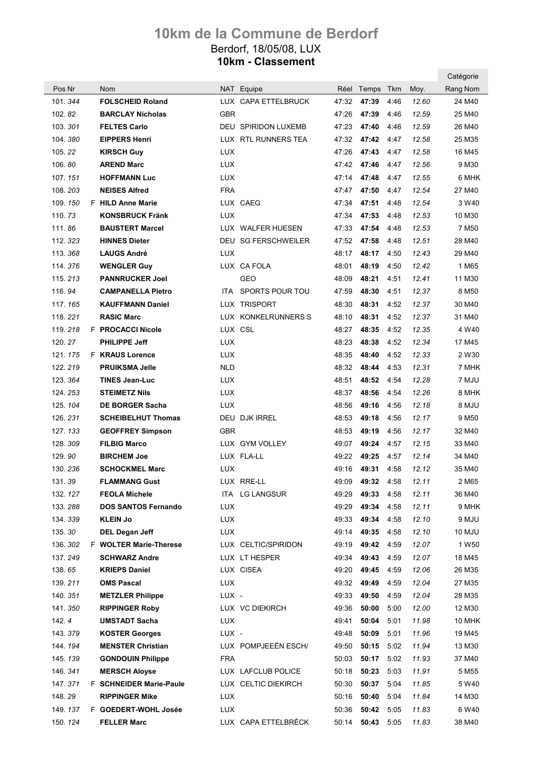# 10km de la Commune de Berdorf

Berdorf, 18/05/08, LUX

**10km - Classement**

| Pos | Nr | | Nom | NAT | Equipe | Réel | Temps | Tkm | Moy. | Catégorie Rang Nom |
|---|---|---|---|---|---|---|---|---|---|---|
| 101. | *344* | | **FOLSCHEID Roland** | LUX | CAPA ETTELBRUCK | 47:32 | **47:39** | 4:46 | *12.60* | 24 M40 |
| 102. | *82* | | **BARCLAY Nicholas** | GBR | | 47:26 | **47:39** | 4:46 | *12.59* | 25 M40 |
| 103. | *301* | | **FELTES Carlo** | DEU | SPIRIDON LUXEMB | 47:23 | **47:40** | 4:46 | *12.59* | 26 M40 |
| 104. | *380* | | **EIPPERS Henri** | LUX | RTL RUNNERS TEA | 47:32 | **47:42** | 4:47 | *12.58* | 25 M35 |
| 105. | *22* | | **KIRSCH Guy** | LUX | | 47:26 | **47:43** | 4:47 | *12.58* | 16 M45 |
| 106. | *80* | | **AREND Marc** | LUX | | 47:42 | **47:46** | 4:47 | *12.56* | 9 M30 |
| 107. | *151* | | **HOFFMANN Luc** | LUX | | 47:14 | **47:48** | 4:47 | *12.55* | 6 MHK |
| 108. | *203* | | **NEISES Alfred** | FRA | | 47:47 | **47:50** | 4:47 | *12.54* | 27 M40 |
| 109. | *150* | F | **HILD Anne Marie** | LUX | CAEG | 47:34 | **47:51** | 4:48 | *12.54* | 3 W40 |
| 110. | *73* | | **KONSBRUCK Fränk** | LUX | | 47:34 | **47:53** | 4:48 | *12.53* | 10 M30 |
| 111. | *86* | | **BAUSTERT Marcel** | LUX | WALFER HUESEN | 47:33 | **47:54** | 4:48 | *12.53* | 7 M50 |
| 112. | *323* | | **HINNES Dieter** | DEU | SG FERSCHWEILER | 47:52 | **47:58** | 4:48 | *12.51* | 28 M40 |
| 113. | *368* | | **LAUGS André** | LUX | | 48:17 | **48:17** | 4:50 | *12.43* | 29 M40 |
| 114. | *376* | | **WENGLER Guy** | LUX | CA FOLA | 48:01 | **48:19** | 4:50 | *12.42* | 1 M65 |
| 115. | *213* | | **PANNRUCKER Joel** | | GEO | 48:09 | **48:21** | 4:51 | *12.41* | 11 M30 |
| 116. | *94* | | **CAMPANELLA Pietro** | ITA | SPORTS POUR TOU | 47:59 | **48:30** | 4:51 | *12.37* | 8 M50 |
| 117. | *165* | | **KAUFFMANN Daniel** | LUX | TRISPORT | 48:30 | **48:31** | 4:52 | *12.37* | 30 M40 |
| 118. | *221* | | **RASIC Marc** | LUX | KONKELRUNNERS S | 48:10 | **48:31** | 4:52 | *12.37* | 31 M40 |
| 119. | *218* | F | **PROCACCI Nicole** | LUX | CSL | 48:27 | **48:35** | 4:52 | *12.35* | 4 W40 |
| 120. | *27* | | **PHILIPPE Jeff** | LUX | | 48:23 | **48:38** | 4:52 | *12.34* | 17 M45 |
| 121. | *175* | F | **KRAUS Lorence** | LUX | | 48:35 | **48:40** | 4:52 | *12.33* | 2 W30 |
| 122. | *219* | | **PRUIKSMA Jelle** | NLD | | 48:32 | **48:44** | 4:53 | *12.31* | 7 MHK |
| 123. | *364* | | **TINES Jean-Luc** | LUX | | 48:51 | **48:52** | 4:54 | *12.28* | 7 MJU |
| 124. | *253* | | **STEIMETZ Nils** | LUX | | 48:37 | **48:56** | 4:54 | *12.26* | 8 MHK |
| 125. | *104* | | **DE BORGER Sacha** | LUX | | 48:56 | **49:16** | 4:56 | *12.18* | 8 MJU |
| 126. | *231* | | **SCHEIBELHUT Thomas** | DEU | DJK IRREL | 48:53 | **49:18** | 4:56 | *12.17* | 9 M50 |
| 127. | *133* | | **GEOFFREY Simpson** | GBR | | 48:53 | **49:19** | 4:56 | *12.17* | 32 M40 |
| 128. | *309* | | **FILBIG Marco** | LUX | GYM VOLLEY | 49:07 | **49:24** | 4:57 | *12.15* | 33 M40 |
| 129. | *90* | | **BIRCHEM Joe** | LUX | FLA-LL | 49:22 | **49:25** | 4:57 | *12.14* | 34 M40 |
| 130. | *236* | | **SCHOCKMEL Marc** | LUX | | 49:16 | **49:31** | 4:58 | *12.12* | 35 M40 |
| 131. | *39* | | **FLAMMANG Gust** | LUX | RRE-LL | 49:09 | **49:32** | 4:58 | *12.11* | 2 M65 |
| 132. | *127* | | **FEOLA Michele** | ITA | LG LANGSUR | 49:29 | **49:33** | 4:58 | *12.11* | 36 M40 |
| 133. | *288* | | **DOS SANTOS Fernando** | LUX | | 49:29 | **49:34** | 4:58 | *12.11* | 9 MHK |
| 134. | *339* | | **KLEIN Jo** | LUX | | 49:33 | **49:34** | 4:58 | *12.10* | 9 MJU |
| 135. | *30* | | **DEL Degan Jeff** | LUX | | 49:14 | **49:35** | 4:58 | *12.10* | 10 MJU |
| 136. | *302* | F | **WOLTER Marie-Therese** | LUX | CELTIC/SPIRIDON | 49:19 | **49:42** | 4:59 | *12.07* | 1 W50 |
| 137. | *249* | | **SCHWARZ Andre** | LUX | LT HESPER | 49:34 | **49:43** | 4:59 | *12.07* | 18 M45 |
| 138. | *65* | | **KRIEPS Daniel** | LUX | CISEA | 49:20 | **49:45** | 4:59 | *12.06* | 26 M35 |
| 139. | *211* | | **OMS Pascal** | LUX | | 49:32 | **49:49** | 4:59 | *12.04* | 27 M35 |
| 140. | *351* | | **METZLER Philippe** | LUX | - | 49:33 | **49:50** | 4:59 | *12.04* | 28 M35 |
| 141. | *350* | | **RIPPINGER Roby** | LUX | VC DIEKIRCH | 49:36 | **50:00** | 5:00 | *12.00* | 12 M30 |
| 142. | *4* | | **UMSTADT Sacha** | LUX | | 49:41 | **50:04** | 5:01 | *11.98* | 10 MHK |
| 143. | *379* | | **KOSTER Georges** | LUX | - | 49:48 | **50:09** | 5:01 | *11.96* | 19 M45 |
| 144. | *194* | | **MENSTER Christian** | LUX | POMPJEEËN ESCH/ | 49:50 | **50:15** | 5:02 | *11.94* | 13 M30 |
| 145. | *139* | | **GONDOUIN Philippe** | FRA | | 50:03 | **50:17** | 5:02 | *11.93* | 37 M40 |
| 146. | *341* | | **MERSCH Aloyse** | LUX | LAFCLUB POLICE | 50:18 | **50:23** | 5:03 | *11.91* | 5 M55 |
| 147. | *371* | F | **SCHNEIDER Marie-Paule** | LUX | CELTIC DIEKIRCH | 50:30 | **50:37** | 5:04 | *11.85* | 5 W40 |
| 148. | *29* | | **RIPPINGER Mike** | LUX | | 50:16 | **50:40** | 5:04 | *11.84* | 14 M30 |
| 149. | *137* | F | **GOEDERT-WOHL Josée** | LUX | | 50:36 | **50:42** | 5:05 | *11.83* | 6 W40 |
| 150. | *124* | | **FELLER Marc** | LUX | CAPA ETTELBRÈCK | 50:14 | **50:43** | 5:05 | *11.83* | 38 M40 |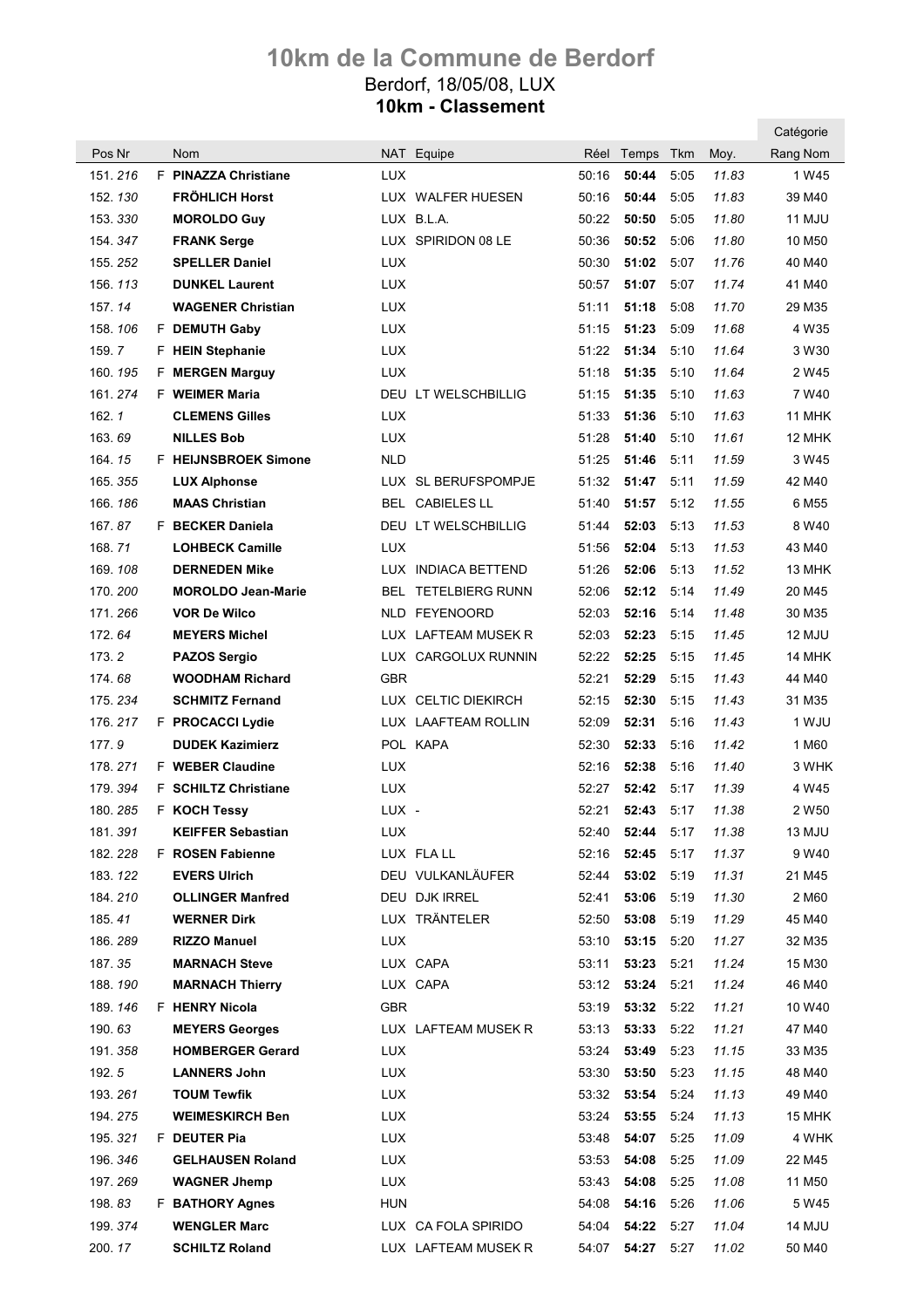# 10km de la Commune de Berdorf

Berdorf, 18/05/08, LUX

**10km - Classement**

| Pos | Nr | | Nom | NAT | Equipe | Réel | Temps | Tkm | Moy. | Catégorie Rang Nom |
|---|---|---|---|---|---|---|---|---|---|---|
| 151. | *216* | F | **PINAZZA Christiane** | LUX | | 50:16 | **50:44** | 5:05 | *11.83* | 1 W45 |
| 152. | *130* | | **FRÖHLICH Horst** | LUX | WALFER HUESEN | 50:16 | **50:44** | 5:05 | *11.83* | 39 M40 |
| 153. | *330* | | **MOROLDO Guy** | LUX | B.L.A. | 50:22 | **50:50** | 5:05 | *11.80* | 11 MJU |
| 154. | *347* | | **FRANK Serge** | LUX | SPIRIDON 08 LE | 50:36 | **50:52** | 5:06 | *11.80* | 10 M50 |
| 155. | *252* | | **SPELLER Daniel** | LUX | | 50:30 | **51:02** | 5:07 | *11.76* | 40 M40 |
| 156. | *113* | | **DUNKEL Laurent** | LUX | | 50:57 | **51:07** | 5:07 | *11.74* | 41 M40 |
| 157. | *14* | | **WAGENER Christian** | LUX | | 51:11 | **51:18** | 5:08 | *11.70* | 29 M35 |
| 158. | *106* | F | **DEMUTH Gaby** | LUX | | 51:15 | **51:23** | 5:09 | *11.68* | 4 W35 |
| 159. | *7* | F | **HEIN Stephanie** | LUX | | 51:22 | **51:34** | 5:10 | *11.64* | 3 W30 |
| 160. | *195* | F | **MERGEN Marguy** | LUX | | 51:18 | **51:35** | 5:10 | *11.64* | 2 W45 |
| 161. | *274* | F | **WEIMER Maria** | DEU | LT WELSCHBILLIG | 51:15 | **51:35** | 5:10 | *11.63* | 7 W40 |
| 162. | *1* | | **CLEMENS Gilles** | LUX | | 51:33 | **51:36** | 5:10 | *11.63* | 11 MHK |
| 163. | *69* | | **NILLES Bob** | LUX | | 51:28 | **51:40** | 5:10 | *11.61* | 12 MHK |
| 164. | *15* | F | **HEIJNSBROEK Simone** | NLD | | 51:25 | **51:46** | 5:11 | *11.59* | 3 W45 |
| 165. | *355* | | **LUX Alphonse** | LUX | SL BERUFSPOMPJE | 51:32 | **51:47** | 5:11 | *11.59* | 42 M40 |
| 166. | *186* | | **MAAS Christian** | BEL | CABIELES LL | 51:40 | **51:57** | 5:12 | *11.55* | 6 M55 |
| 167. | *87* | F | **BECKER Daniela** | DEU | LT WELSCHBILLIG | 51:44 | **52:03** | 5:13 | *11.53* | 8 W40 |
| 168. | *71* | | **LOHBECK Camille** | LUX | | 51:56 | **52:04** | 5:13 | *11.53* | 43 M40 |
| 169. | *108* | | **DERNEDEN Mike** | LUX | INDIACA BETTEND | 51:26 | **52:06** | 5:13 | *11.52* | 13 MHK |
| 170. | *200* | | **MOROLDO Jean-Marie** | BEL | TETELBIERG RUNN | 52:06 | **52:12** | 5:14 | *11.49* | 20 M45 |
| 171. | *266* | | **VOR De Wilco** | NLD | FEYENOORD | 52:03 | **52:16** | 5:14 | *11.48* | 30 M35 |
| 172. | *64* | | **MEYERS Michel** | LUX | LAFTEAM MUSEK R | 52:03 | **52:23** | 5:15 | *11.45* | 12 MJU |
| 173. | *2* | | **PAZOS Sergio** | LUX | CARGOLUX RUNNIN | 52:22 | **52:25** | 5:15 | *11.45* | 14 MHK |
| 174. | *68* | | **WOODHAM Richard** | GBR | | 52:21 | **52:29** | 5:15 | *11.43* | 44 M40 |
| 175. | *234* | | **SCHMITZ Fernand** | LUX | CELTIC DIEKIRCH | 52:15 | **52:30** | 5:15 | *11.43* | 31 M35 |
| 176. | *217* | F | **PROCACCI Lydie** | LUX | LAAFTEAM ROLLIN | 52:09 | **52:31** | 5:16 | *11.43* | 1 WJU |
| 177. | *9* | | **DUDEK Kazimierz** | POL | KAPA | 52:30 | **52:33** | 5:16 | *11.42* | 1 M60 |
| 178. | *271* | F | **WEBER Claudine** | LUX | | 52:16 | **52:38** | 5:16 | *11.40* | 3 WHK |
| 179. | *394* | F | **SCHILTZ Christiane** | LUX | | 52:27 | **52:42** | 5:17 | *11.39* | 4 W45 |
| 180. | *285* | F | **KOCH Tessy** | LUX | - | 52:21 | **52:43** | 5:17 | *11.38* | 2 W50 |
| 181. | *391* | | **KEIFFER Sebastian** | LUX | | 52:40 | **52:44** | 5:17 | *11.38* | 13 MJU |
| 182. | *228* | F | **ROSEN Fabienne** | LUX | FLA LL | 52:16 | **52:45** | 5:17 | *11.37* | 9 W40 |
| 183. | *122* | | **EVERS Ulrich** | DEU | VULKANLÄUFER | 52:44 | **53:02** | 5:19 | *11.31* | 21 M45 |
| 184. | *210* | | **OLLINGER Manfred** | DEU | DJK IRREL | 52:41 | **53:06** | 5:19 | *11.30* | 2 M60 |
| 185. | *41* | | **WERNER Dirk** | LUX | TRÄNTELER | 52:50 | **53:08** | 5:19 | *11.29* | 45 M40 |
| 186. | *289* | | **RIZZO Manuel** | LUX | | 53:10 | **53:15** | 5:20 | *11.27* | 32 M35 |
| 187. | *35* | | **MARNACH Steve** | LUX | CAPA | 53:11 | **53:23** | 5:21 | *11.24* | 15 M30 |
| 188. | *190* | | **MARNACH Thierry** | LUX | CAPA | 53:12 | **53:24** | 5:21 | *11.24* | 46 M40 |
| 189. | *146* | F | **HENRY Nicola** | GBR | | 53:19 | **53:32** | 5:22 | *11.21* | 10 W40 |
| 190. | *63* | | **MEYERS Georges** | LUX | LAFTEAM MUSEK R | 53:13 | **53:33** | 5:22 | *11.21* | 47 M40 |
| 191. | *358* | | **HOMBERGER Gerard** | LUX | | 53:24 | **53:49** | 5:23 | *11.15* | 33 M35 |
| 192. | *5* | | **LANNERS John** | LUX | | 53:30 | **53:50** | 5:23 | *11.15* | 48 M40 |
| 193. | *261* | | **TOUM Tewfik** | LUX | | 53:32 | **53:54** | 5:24 | *11.13* | 49 M40 |
| 194. | *275* | | **WEIMESKIRCH Ben** | LUX | | 53:24 | **53:55** | 5:24 | *11.13* | 15 MHK |
| 195. | *321* | F | **DEUTER Pia** | LUX | | 53:48 | **54:07** | 5:25 | *11.09* | 4 WHK |
| 196. | *346* | | **GELHAUSEN Roland** | LUX | | 53:53 | **54:08** | 5:25 | *11.09* | 22 M45 |
| 197. | *269* | | **WAGNER Jhemp** | LUX | | 53:43 | **54:08** | 5:25 | *11.08* | 11 M50 |
| 198. | *83* | F | **BATHORY Agnes** | HUN | | 54:08 | **54:16** | 5:26 | *11.06* | 5 W45 |
| 199. | *374* | | **WENGLER Marc** | LUX | CA FOLA SPIRIDO | 54:04 | **54:22** | 5:27 | *11.04* | 14 MJU |
| 200. | *17* | | **SCHILTZ Roland** | LUX | LAFTEAM MUSEK R | 54:07 | **54:27** | 5:27 | *11.02* | 50 M40 |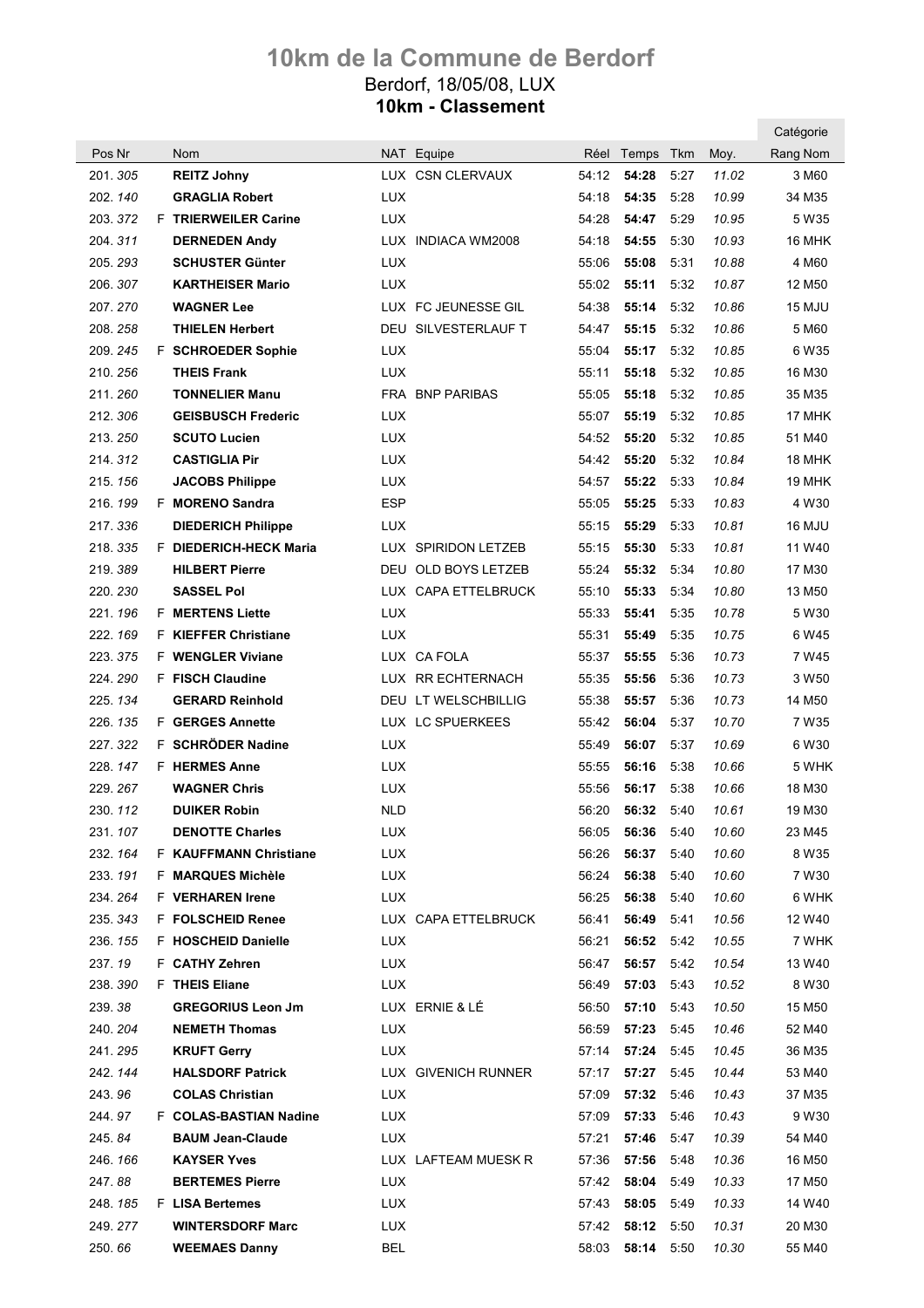# 10km de la Commune de Berdorf

Berdorf, 18/05/08, LUX

## 10km - Classement

| Pos | Nr | | Nom | NAT | Equipe | Réel | Temps | Tkm | Moy. | Catégorie Rang Nom |
|---|---|---|---|---|---|---|---|---|---|---|
| 201. | *305* | | **REITZ Johny** | LUX | CSN CLERVAUX | 54:12 | **54:28** | 5:27 | *11.02* | 3 M60 |
| 202. | *140* | | **GRAGLIA Robert** | LUX | | 54:18 | **54:35** | 5:28 | *10.99* | 34 M35 |
| 203. | *372* | F | **TRIERWEILER Carine** | LUX | | 54:28 | **54:47** | 5:29 | *10.95* | 5 W35 |
| 204. | *311* | | **DERNEDEN Andy** | LUX | INDIACA WM2008 | 54:18 | **54:55** | 5:30 | *10.93* | 16 MHK |
| 205. | *293* | | **SCHUSTER Günter** | LUX | | 55:06 | **55:08** | 5:31 | *10.88* | 4 M60 |
| 206. | *307* | | **KARTHEISER Mario** | LUX | | 55:02 | **55:11** | 5:32 | *10.87* | 12 M50 |
| 207. | *270* | | **WAGNER Lee** | LUX | FC JEUNESSE GIL | 54:38 | **55:14** | 5:32 | *10.86* | 15 MJU |
| 208. | *258* | | **THIELEN Herbert** | DEU | SILVESTERLAUF T | 54:47 | **55:15** | 5:32 | *10.86* | 5 M60 |
| 209. | *245* | F | **SCHROEDER Sophie** | LUX | | 55:04 | **55:17** | 5:32 | *10.85* | 6 W35 |
| 210. | *256* | | **THEIS Frank** | LUX | | 55:11 | **55:18** | 5:32 | *10.85* | 16 M30 |
| 211. | *260* | | **TONNELIER Manu** | FRA | BNP PARIBAS | 55:05 | **55:18** | 5:32 | *10.85* | 35 M35 |
| 212. | *306* | | **GEISBUSCH Frederic** | LUX | | 55:07 | **55:19** | 5:32 | *10.85* | 17 MHK |
| 213. | *250* | | **SCUTO Lucien** | LUX | | 54:52 | **55:20** | 5:32 | *10.85* | 51 M40 |
| 214. | *312* | | **CASTIGLIA Pir** | LUX | | 54:42 | **55:20** | 5:32 | *10.84* | 18 MHK |
| 215. | *156* | | **JACOBS Philippe** | LUX | | 54:57 | **55:22** | 5:33 | *10.84* | 19 MHK |
| 216. | *199* | F | **MORENO Sandra** | ESP | | 55:05 | **55:25** | 5:33 | *10.83* | 4 W30 |
| 217. | *336* | | **DIEDERICH Philippe** | LUX | | 55:15 | **55:29** | 5:33 | *10.81* | 16 MJU |
| 218. | *335* | F | **DIEDERICH-HECK Maria** | LUX | SPIRIDON LETZEB | 55:15 | **55:30** | 5:33 | *10.81* | 11 W40 |
| 219. | *389* | | **HILBERT Pierre** | DEU | OLD BOYS LETZEB | 55:24 | **55:32** | 5:34 | *10.80* | 17 M30 |
| 220. | *230* | | **SASSEL Pol** | LUX | CAPA ETTELBRUCK | 55:10 | **55:33** | 5:34 | *10.80* | 13 M50 |
| 221. | *196* | F | **MERTENS Liette** | LUX | | 55:33 | **55:41** | 5:35 | *10.78* | 5 W30 |
| 222. | *169* | F | **KIEFFER Christiane** | LUX | | 55:31 | **55:49** | 5:35 | *10.75* | 6 W45 |
| 223. | *375* | F | **WENGLER Viviane** | LUX | CA FOLA | 55:37 | **55:55** | 5:36 | *10.73* | 7 W45 |
| 224. | *290* | F | **FISCH Claudine** | LUX | RR ECHTERNACH | 55:35 | **55:56** | 5:36 | *10.73* | 3 W50 |
| 225. | *134* | | **GERARD Reinhold** | DEU | LT WELSCHBILLIG | 55:38 | **55:57** | 5:36 | *10.73* | 14 M50 |
| 226. | *135* | F | **GERGES Annette** | LUX | LC SPUERKEES | 55:42 | **56:04** | 5:37 | *10.70* | 7 W35 |
| 227. | *322* | F | **SCHRÖDER Nadine** | LUX | | 55:49 | **56:07** | 5:37 | *10.69* | 6 W30 |
| 228. | *147* | F | **HERMES Anne** | LUX | | 55:55 | **56:16** | 5:38 | *10.66* | 5 WHK |
| 229. | *267* | | **WAGNER Chris** | LUX | | 55:56 | **56:17** | 5:38 | *10.66* | 18 M30 |
| 230. | *112* | | **DUIKER Robin** | NLD | | 56:20 | **56:32** | 5:40 | *10.61* | 19 M30 |
| 231. | *107* | | **DENOTTE Charles** | LUX | | 56:05 | **56:36** | 5:40 | *10.60* | 23 M45 |
| 232. | *164* | F | **KAUFFMANN Christiane** | LUX | | 56:26 | **56:37** | 5:40 | *10.60* | 8 W35 |
| 233. | *191* | F | **MARQUES Michèle** | LUX | | 56:24 | **56:38** | 5:40 | *10.60* | 7 W30 |
| 234. | *264* | F | **VERHAREN Irene** | LUX | | 56:25 | **56:38** | 5:40 | *10.60* | 6 WHK |
| 235. | *343* | F | **FOLSCHEID Renee** | LUX | CAPA ETTELBRUCK | 56:41 | **56:49** | 5:41 | *10.56* | 12 W40 |
| 236. | *155* | F | **HOSCHEID Danielle** | LUX | | 56:21 | **56:52** | 5:42 | *10.55* | 7 WHK |
| 237. | *19* | F | **CATHY Zehren** | LUX | | 56:47 | **56:57** | 5:42 | *10.54* | 13 W40 |
| 238. | *390* | F | **THEIS Eliane** | LUX | | 56:49 | **57:03** | 5:43 | *10.52* | 8 W30 |
| 239. | *38* | | **GREGORIUS Leon Jm** | LUX | ERNIE & LÉ | 56:50 | **57:10** | 5:43 | *10.50* | 15 M50 |
| 240. | *204* | | **NEMETH Thomas** | LUX | | 56:59 | **57:23** | 5:45 | *10.46* | 52 M40 |
| 241. | *295* | | **KRUFT Gerry** | LUX | | 57:14 | **57:24** | 5:45 | *10.45* | 36 M35 |
| 242. | *144* | | **HALSDORF Patrick** | LUX | GIVENICH RUNNER | 57:17 | **57:27** | 5:45 | *10.44* | 53 M40 |
| 243. | *96* | | **COLAS Christian** | LUX | | 57:09 | **57:32** | 5:46 | *10.43* | 37 M35 |
| 244. | *97* | F | **COLAS-BASTIAN Nadine** | LUX | | 57:09 | **57:33** | 5:46 | *10.43* | 9 W30 |
| 245. | *84* | | **BAUM Jean-Claude** | LUX | | 57:21 | **57:46** | 5:47 | *10.39* | 54 M40 |
| 246. | *166* | | **KAYSER Yves** | LUX | LAFTEAM MUESK R | 57:36 | **57:56** | 5:48 | *10.36* | 16 M50 |
| 247. | *88* | | **BERTEMES Pierre** | LUX | | 57:42 | **58:04** | 5:49 | *10.33* | 17 M50 |
| 248. | *185* | F | **LISA Bertemes** | LUX | | 57:43 | **58:05** | 5:49 | *10.33* | 14 W40 |
| 249. | *277* | | **WINTERSDORF Marc** | LUX | | 57:42 | **58:12** | 5:50 | *10.31* | 20 M30 |
| 250. | *66* | | **WEEMAES Danny** | BEL | | 58:03 | **58:14** | 5:50 | *10.30* | 55 M40 |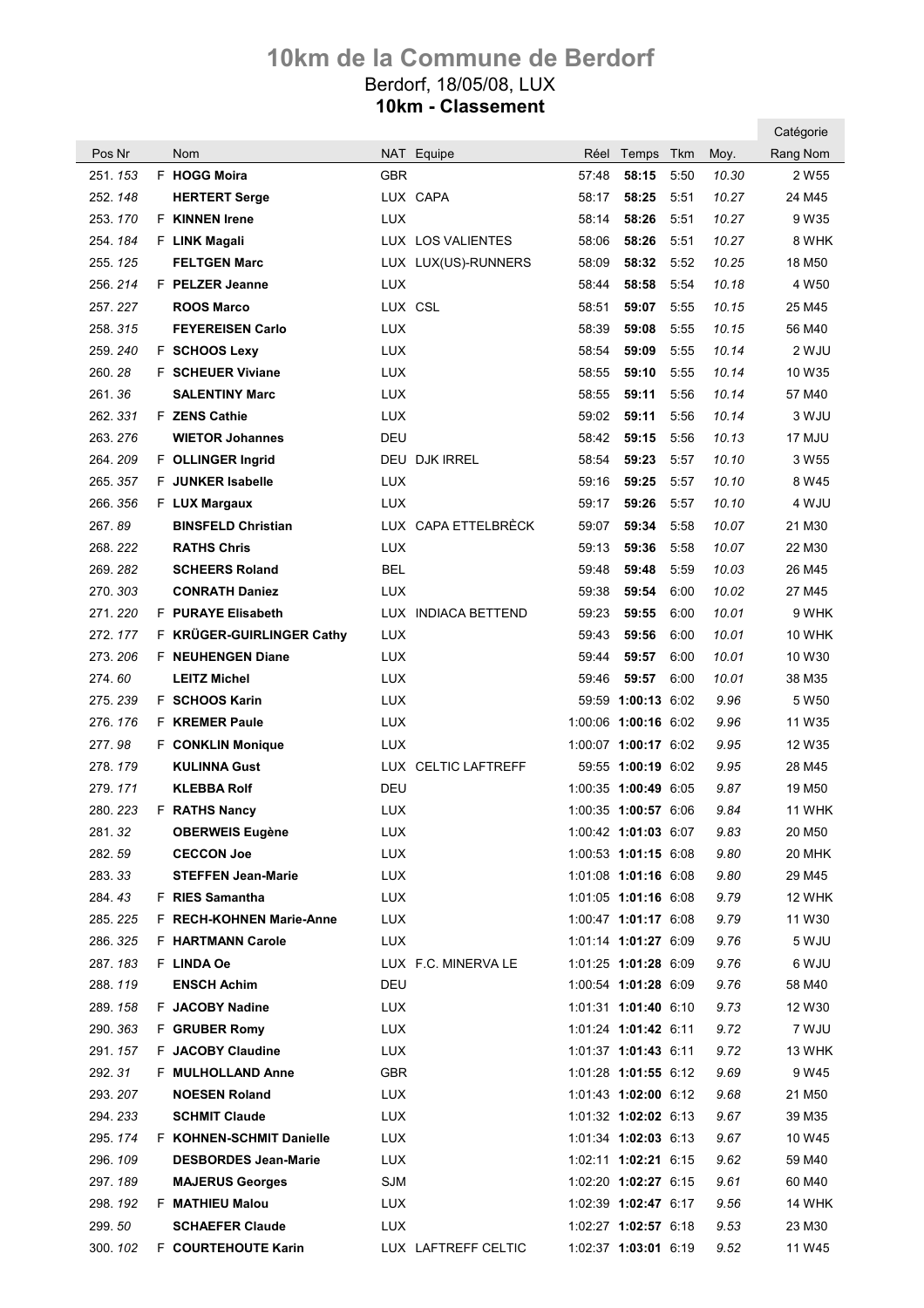# 10km de la Commune de Berdorf

Berdorf, 18/05/08, LUX

**10km - Classement**

| Pos | Nr | | Nom | NAT | Equipe | Réel | Temps | Tkm | Moy. | Catégorie Rang Nom |
|---|---|---|---|---|---|---|---|---|---|---|
| 251. | *153* | F | **HOGG Moira** | GBR | | 57:48 | **58:15** | 5:50 | *10.30* | 2 W55 |
| 252. | *148* | | **HERTERT Serge** | LUX | CAPA | 58:17 | **58:25** | 5:51 | *10.27* | 24 M45 |
| 253. | *170* | F | **KINNEN Irene** | LUX | | 58:14 | **58:26** | 5:51 | *10.27* | 9 W35 |
| 254. | *184* | F | **LINK Magali** | LUX | LOS VALIENTES | 58:06 | **58:26** | 5:51 | *10.27* | 8 WHK |
| 255. | *125* | | **FELTGEN Marc** | LUX | LUX(US)-RUNNERS | 58:09 | **58:32** | 5:52 | *10.25* | 18 M50 |
| 256. | *214* | F | **PELZER Jeanne** | LUX | | 58:44 | **58:58** | 5:54 | *10.18* | 4 W50 |
| 257. | *227* | | **ROOS Marco** | LUX | CSL | 58:51 | **59:07** | 5:55 | *10.15* | 25 M45 |
| 258. | *315* | | **FEYEREISEN Carlo** | LUX | | 58:39 | **59:08** | 5:55 | *10.15* | 56 M40 |
| 259. | *240* | F | **SCHOOS Lexy** | LUX | | 58:54 | **59:09** | 5:55 | *10.14* | 2 WJU |
| 260. | *28* | F | **SCHEUER Viviane** | LUX | | 58:55 | **59:10** | 5:55 | *10.14* | 10 W35 |
| 261. | *36* | | **SALENTINY Marc** | LUX | | 58:55 | **59:11** | 5:56 | *10.14* | 57 M40 |
| 262. | *331* | F | **ZENS Cathie** | LUX | | 59:02 | **59:11** | 5:56 | *10.14* | 3 WJU |
| 263. | *276* | | **WIETOR Johannes** | DEU | | 58:42 | **59:15** | 5:56 | *10.13* | 17 MJU |
| 264. | *209* | F | **OLLINGER Ingrid** | DEU | DJK IRREL | 58:54 | **59:23** | 5:57 | *10.10* | 3 W55 |
| 265. | *357* | F | **JUNKER Isabelle** | LUX | | 59:16 | **59:25** | 5:57 | *10.10* | 8 W45 |
| 266. | *356* | F | **LUX Margaux** | LUX | | 59:17 | **59:26** | 5:57 | *10.10* | 4 WJU |
| 267. | *89* | | **BINSFELD Christian** | LUX | CAPA ETTELBRÈCK | 59:07 | **59:34** | 5:58 | *10.07* | 21 M30 |
| 268. | *222* | | **RATHS Chris** | LUX | | 59:13 | **59:36** | 5:58 | *10.07* | 22 M30 |
| 269. | *282* | | **SCHEERS Roland** | BEL | | 59:48 | **59:48** | 5:59 | *10.03* | 26 M45 |
| 270. | *303* | | **CONRATH Daniez** | LUX | | 59:38 | **59:54** | 6:00 | *10.02* | 27 M45 |
| 271. | *220* | F | **PURAYE Elisabeth** | LUX | INDIACA BETTEND | 59:23 | **59:55** | 6:00 | *10.01* | 9 WHK |
| 272. | *177* | F | **KRÜGER-GUIRLINGER Cathy** | LUX | | 59:43 | **59:56** | 6:00 | *10.01* | 10 WHK |
| 273. | *206* | F | **NEUHENGEN Diane** | LUX | | 59:44 | **59:57** | 6:00 | *10.01* | 10 W30 |
| 274. | *60* | | **LEITZ Michel** | LUX | | 59:46 | **59:57** | 6:00 | *10.01* | 38 M35 |
| 275. | *239* | F | **SCHOOS Karin** | LUX | | 59:59 | **1:00:13** | 6:02 | *9.96* | 5 W50 |
| 276. | *176* | F | **KREMER Paule** | LUX | | 1:00:06 | **1:00:16** | 6:02 | *9.96* | 11 W35 |
| 277. | *98* | F | **CONKLIN Monique** | LUX | | 1:00:07 | **1:00:17** | 6:02 | *9.95* | 12 W35 |
| 278. | *179* | | **KULINNA Gust** | LUX | CELTIC LAFTREFF | 59:55 | **1:00:19** | 6:02 | *9.95* | 28 M45 |
| 279. | *171* | | **KLEBBA Rolf** | DEU | | 1:00:35 | **1:00:49** | 6:05 | *9.87* | 19 M50 |
| 280. | *223* | F | **RATHS Nancy** | LUX | | 1:00:35 | **1:00:57** | 6:06 | *9.84* | 11 WHK |
| 281. | *32* | | **OBERWEIS Eugène** | LUX | | 1:00:42 | **1:01:03** | 6:07 | *9.83* | 20 M50 |
| 282. | *59* | | **CECCON Joe** | LUX | | 1:00:53 | **1:01:15** | 6:08 | *9.80* | 20 MHK |
| 283. | *33* | | **STEFFEN Jean-Marie** | LUX | | 1:01:08 | **1:01:16** | 6:08 | *9.80* | 29 M45 |
| 284. | *43* | F | **RIES Samantha** | LUX | | 1:01:05 | **1:01:16** | 6:08 | *9.79* | 12 WHK |
| 285. | *225* | F | **RECH-KOHNEN Marie-Anne** | LUX | | 1:00:47 | **1:01:17** | 6:08 | *9.79* | 11 W30 |
| 286. | *325* | F | **HARTMANN Carole** | LUX | | 1:01:14 | **1:01:27** | 6:09 | *9.76* | 5 WJU |
| 287. | *183* | F | **LINDA Oe** | LUX | F.C. MINERVA LE | 1:01:25 | **1:01:28** | 6:09 | *9.76* | 6 WJU |
| 288. | *119* | | **ENSCH Achim** | DEU | | 1:00:54 | **1:01:28** | 6:09 | *9.76* | 58 M40 |
| 289. | *158* | F | **JACOBY Nadine** | LUX | | 1:01:31 | **1:01:40** | 6:10 | *9.73* | 12 W30 |
| 290. | *363* | F | **GRUBER Romy** | LUX | | 1:01:24 | **1:01:42** | 6:11 | *9.72* | 7 WJU |
| 291. | *157* | F | **JACOBY Claudine** | LUX | | 1:01:37 | **1:01:43** | 6:11 | *9.72* | 13 WHK |
| 292. | *31* | F | **MULHOLLAND Anne** | GBR | | 1:01:28 | **1:01:55** | 6:12 | *9.69* | 9 W45 |
| 293. | *207* | | **NOESEN Roland** | LUX | | 1:01:43 | **1:02:00** | 6:12 | *9.68* | 21 M50 |
| 294. | *233* | | **SCHMIT Claude** | LUX | | 1:01:32 | **1:02:02** | 6:13 | *9.67* | 39 M35 |
| 295. | *174* | F | **KOHNEN-SCHMIT Danielle** | LUX | | 1:01:34 | **1:02:03** | 6:13 | *9.67* | 10 W45 |
| 296. | *109* | | **DESBORDES Jean-Marie** | LUX | | 1:02:11 | **1:02:21** | 6:15 | *9.62* | 59 M40 |
| 297. | *189* | | **MAJERUS Georges** | SJM | | 1:02:20 | **1:02:27** | 6:15 | *9.61* | 60 M40 |
| 298. | *192* | F | **MATHIEU Malou** | LUX | | 1:02:39 | **1:02:47** | 6:17 | *9.56* | 14 WHK |
| 299. | *50* | | **SCHAEFER Claude** | LUX | | 1:02:27 | **1:02:57** | 6:18 | *9.53* | 23 M30 |
| 300. | *102* | F | **COURTEHOUTE Karin** | LUX | LAFTREFF CELTIC | 1:02:37 | **1:03:01** | 6:19 | *9.52* | 11 W45 |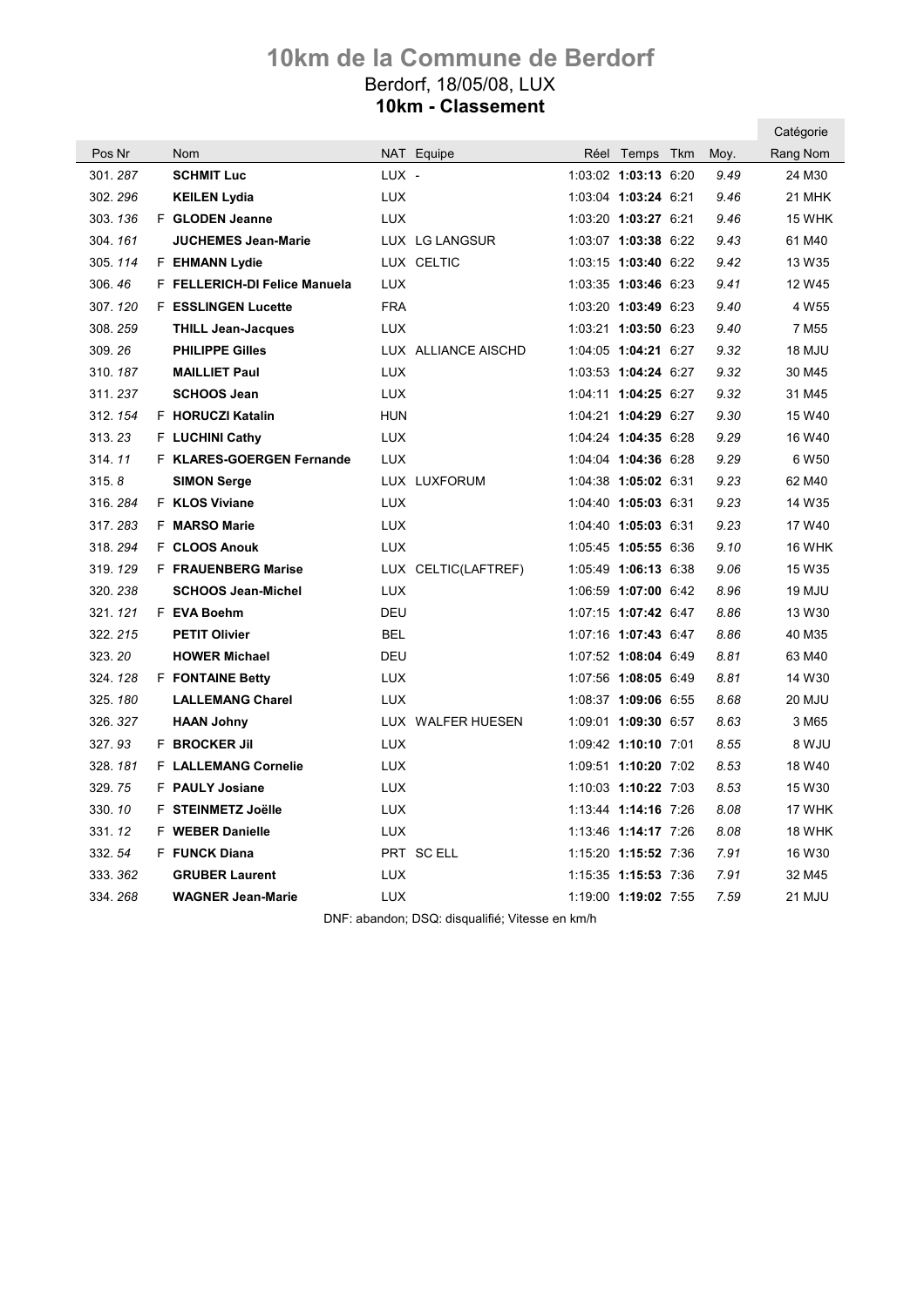# 10km de la Commune de Berdorf

Berdorf, 18/05/08, LUX

**10km - Classement**

| Pos | Nr | | Nom | NAT | Equipe | Réel | Temps | Tkm | Moy. | Catégorie Rang Nom |
|---|---|---|---|---|---|---|---|---|---|---|
| 301. | *287* | | **SCHMIT Luc** | LUX | - | 1:03:02 | **1:03:13** | 6:20 | *9.49* | 24 M30 |
| 302. | *296* | | **KEILEN Lydia** | LUX | | 1:03:04 | **1:03:24** | 6:21 | *9.46* | 21 MHK |
| 303. | *136* | F | **GLODEN Jeanne** | LUX | | 1:03:20 | **1:03:27** | 6:21 | *9.46* | 15 WHK |
| 304. | *161* | | **JUCHEMES Jean-Marie** | LUX | LG LANGSUR | 1:03:07 | **1:03:38** | 6:22 | *9.43* | 61 M40 |
| 305. | *114* | F | **EHMANN Lydie** | LUX | CELTIC | 1:03:15 | **1:03:40** | 6:22 | *9.42* | 13 W35 |
| 306. | *46* | F | **FELLERICH-DI Felice Manuela** | LUX | | 1:03:35 | **1:03:46** | 6:23 | *9.41* | 12 W45 |
| 307. | *120* | F | **ESSLINGEN Lucette** | FRA | | 1:03:20 | **1:03:49** | 6:23 | *9.40* | 4 W55 |
| 308. | *259* | | **THILL Jean-Jacques** | LUX | | 1:03:21 | **1:03:50** | 6:23 | *9.40* | 7 M55 |
| 309. | *26* | | **PHILIPPE Gilles** | LUX | ALLIANCE AISCHD | 1:04:05 | **1:04:21** | 6:27 | *9.32* | 18 MJU |
| 310. | *187* | | **MAILLIET Paul** | LUX | | 1:03:53 | **1:04:24** | 6:27 | *9.32* | 30 M45 |
| 311. | *237* | | **SCHOOS Jean** | LUX | | 1:04:11 | **1:04:25** | 6:27 | *9.32* | 31 M45 |
| 312. | *154* | F | **HORUCZI Katalin** | HUN | | 1:04:21 | **1:04:29** | 6:27 | *9.30* | 15 W40 |
| 313. | *23* | F | **LUCHINI Cathy** | LUX | | 1:04:24 | **1:04:35** | 6:28 | *9.29* | 16 W40 |
| 314. | *11* | F | **KLARES-GOERGEN Fernande** | LUX | | 1:04:04 | **1:04:36** | 6:28 | *9.29* | 6 W50 |
| 315. | *8* | | **SIMON Serge** | LUX | LUXFORUM | 1:04:38 | **1:05:02** | 6:31 | *9.23* | 62 M40 |
| 316. | *284* | F | **KLOS Viviane** | LUX | | 1:04:40 | **1:05:03** | 6:31 | *9.23* | 14 W35 |
| 317. | *283* | F | **MARSO Marie** | LUX | | 1:04:40 | **1:05:03** | 6:31 | *9.23* | 17 W40 |
| 318. | *294* | F | **CLOOS Anouk** | LUX | | 1:05:45 | **1:05:55** | 6:36 | *9.10* | 16 WHK |
| 319. | *129* | F | **FRAUENBERG Marise** | LUX | CELTIC(LAFTREF) | 1:05:49 | **1:06:13** | 6:38 | *9.06* | 15 W35 |
| 320. | *238* | | **SCHOOS Jean-Michel** | LUX | | 1:06:59 | **1:07:00** | 6:42 | *8.96* | 19 MJU |
| 321. | *121* | F | **EVA Boehm** | DEU | | 1:07:15 | **1:07:42** | 6:47 | *8.86* | 13 W30 |
| 322. | *215* | | **PETIT Olivier** | BEL | | 1:07:16 | **1:07:43** | 6:47 | *8.86* | 40 M35 |
| 323. | *20* | | **HOWER Michael** | DEU | | 1:07:52 | **1:08:04** | 6:49 | *8.81* | 63 M40 |
| 324. | *128* | F | **FONTAINE Betty** | LUX | | 1:07:56 | **1:08:05** | 6:49 | *8.81* | 14 W30 |
| 325. | *180* | | **LALLEMANG Charel** | LUX | | 1:08:37 | **1:09:06** | 6:55 | *8.68* | 20 MJU |
| 326. | *327* | | **HAAN Johny** | LUX | WALFER HUESEN | 1:09:01 | **1:09:30** | 6:57 | *8.63* | 3 M65 |
| 327. | *93* | F | **BROCKER Jil** | LUX | | 1:09:42 | **1:10:10** | 7:01 | *8.55* | 8 WJU |
| 328. | *181* | F | **LALLEMANG Cornelie** | LUX | | 1:09:51 | **1:10:20** | 7:02 | *8.53* | 18 W40 |
| 329. | *75* | F | **PAULY Josiane** | LUX | | 1:10:03 | **1:10:22** | 7:03 | *8.53* | 15 W30 |
| 330. | *10* | F | **STEINMETZ Joëlle** | LUX | | 1:13:44 | **1:14:16** | 7:26 | *8.08* | 17 WHK |
| 331. | *12* | F | **WEBER Danielle** | LUX | | 1:13:46 | **1:14:17** | 7:26 | *8.08* | 18 WHK |
| 332. | *54* | F | **FUNCK Diana** | PRT | SC ELL | 1:15:20 | **1:15:52** | 7:36 | *7.91* | 16 W30 |
| 333. | *362* | | **GRUBER Laurent** | LUX | | 1:15:35 | **1:15:53** | 7:36 | *7.91* | 32 M45 |
| 334. | *268* | | **WAGNER Jean-Marie** | LUX | | 1:19:00 | **1:19:02** | 7:55 | *7.59* | 21 MJU |

DNF: abandon; DSQ: disqualifié; Vitesse en km/h